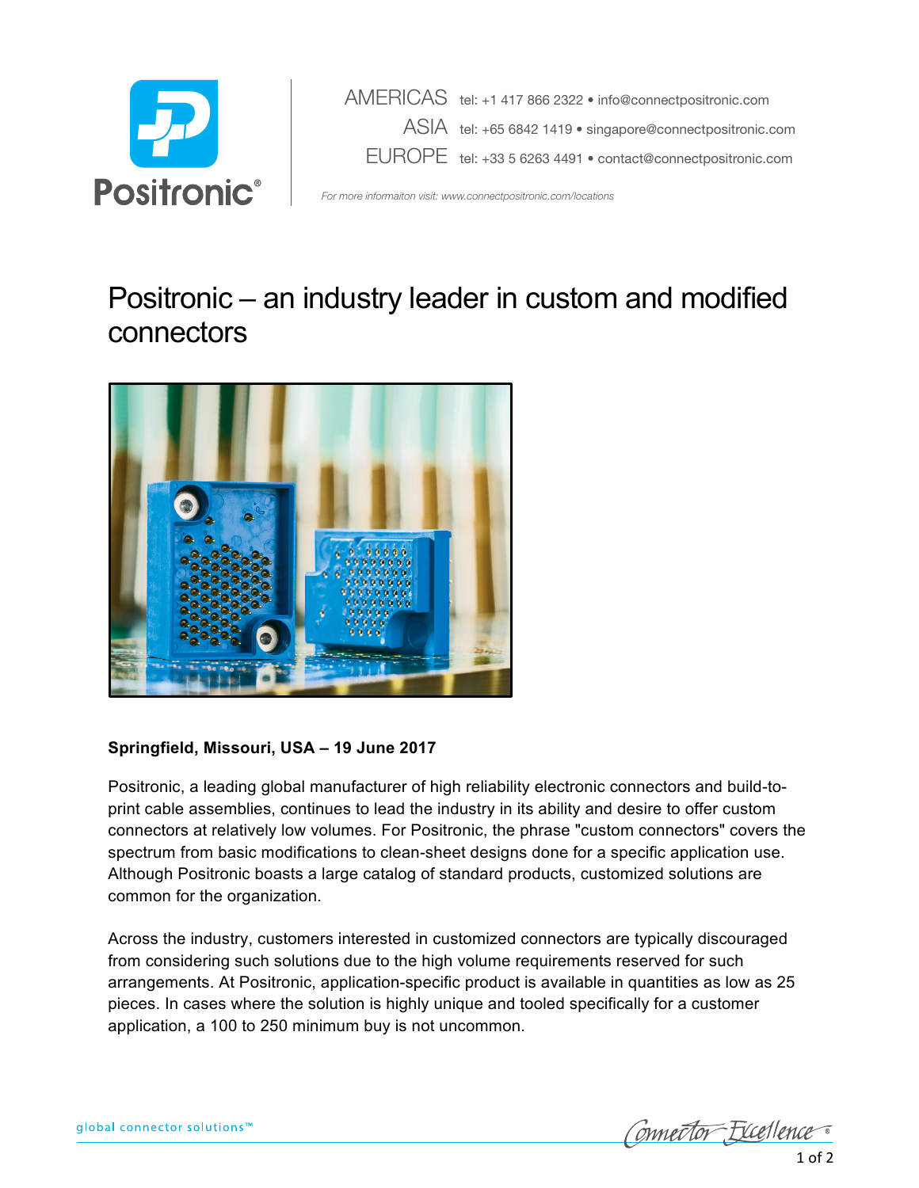AMERICAS tel: +1 417 866 2322 • info@connectpositronic.com

ASIA tel: +65 6842 1419 • singapore@connectpositronic.com

EUROPE tel: +33 5 6263 4491 • contact@connectpositronic.com

*For more informaiton visit: www.connectpositronic.com/locations*

# Positronic – an industry leader in custom and modified connectors

**Springfield, Missouri, USA – 19 June 2017**

Positronic, a leading global manufacturer of high reliability electronic connectors and build-to-print cable assemblies, continues to lead the industry in its ability and desire to offer custom connectors at relatively low volumes. For Positronic, the phrase "custom connectors" covers the spectrum from basic modifications to clean-sheet designs done for a specific application use. Although Positronic boasts a large catalog of standard products, customized solutions are common for the organization.

Across the industry, customers interested in customized connectors are typically discouraged from considering such solutions due to the high volume requirements reserved for such arrangements. At Positronic, application-specific product is available in quantities as low as 25 pieces. In cases where the solution is highly unique and tooled specifically for a customer application, a 100 to 250 minimum buy is not uncommon.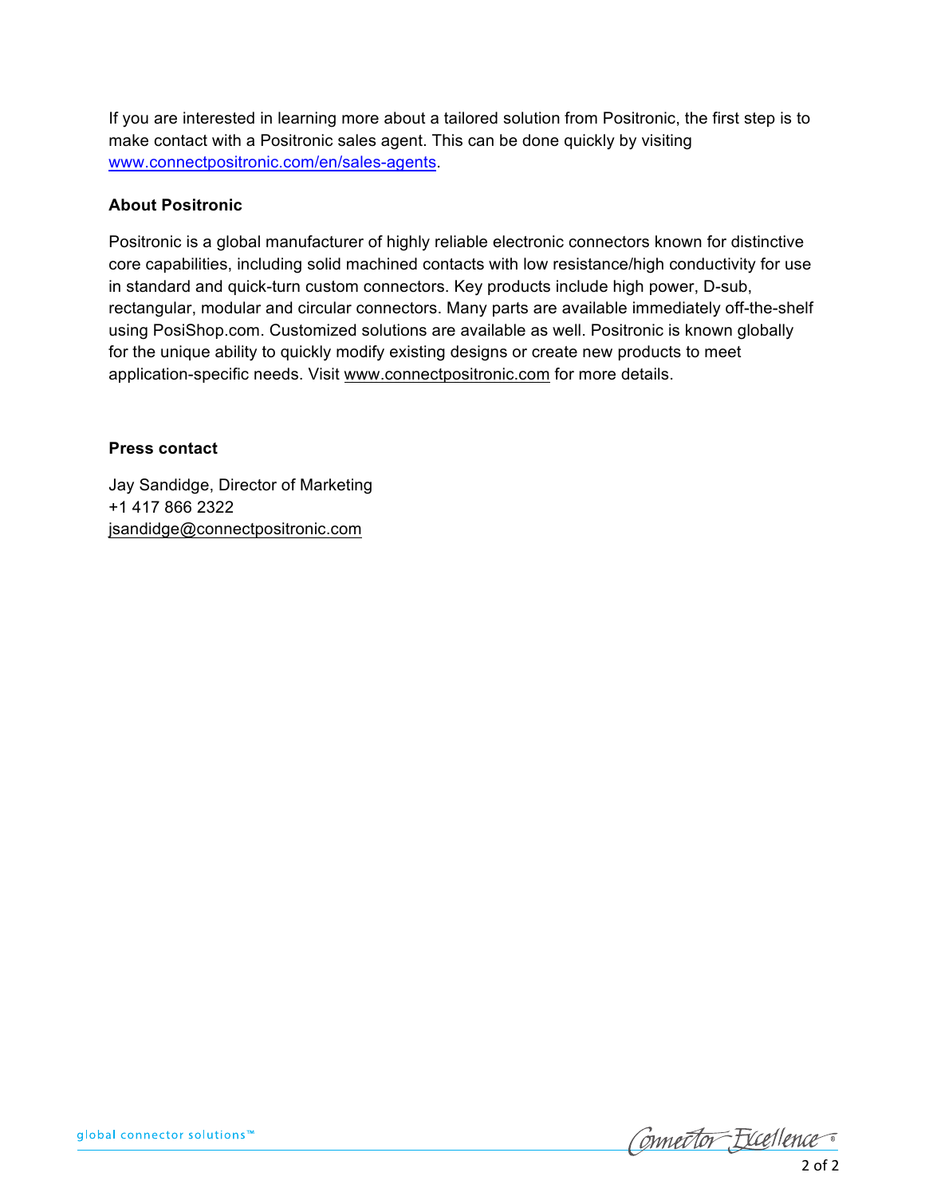If you are interested in learning more about a tailored solution from Positronic, the first step is to make contact with a Positronic sales agent. This can be done quickly by visiting www.connectpositronic.com/en/sales-agents.

**About Positronic**

Positronic is a global manufacturer of highly reliable electronic connectors known for distinctive core capabilities, including solid machined contacts with low resistance/high conductivity for use in standard and quick-turn custom connectors. Key products include high power, D-sub, rectangular, modular and circular connectors. Many parts are available immediately off-the-shelf using PosiShop.com. Customized solutions are available as well. Positronic is known globally for the unique ability to quickly modify existing designs or create new products to meet application-specific needs. Visit www.connectpositronic.com for more details.

**Press contact**

Jay Sandidge, Director of Marketing
+1 417 866 2322
jsandidge@connectpositronic.com